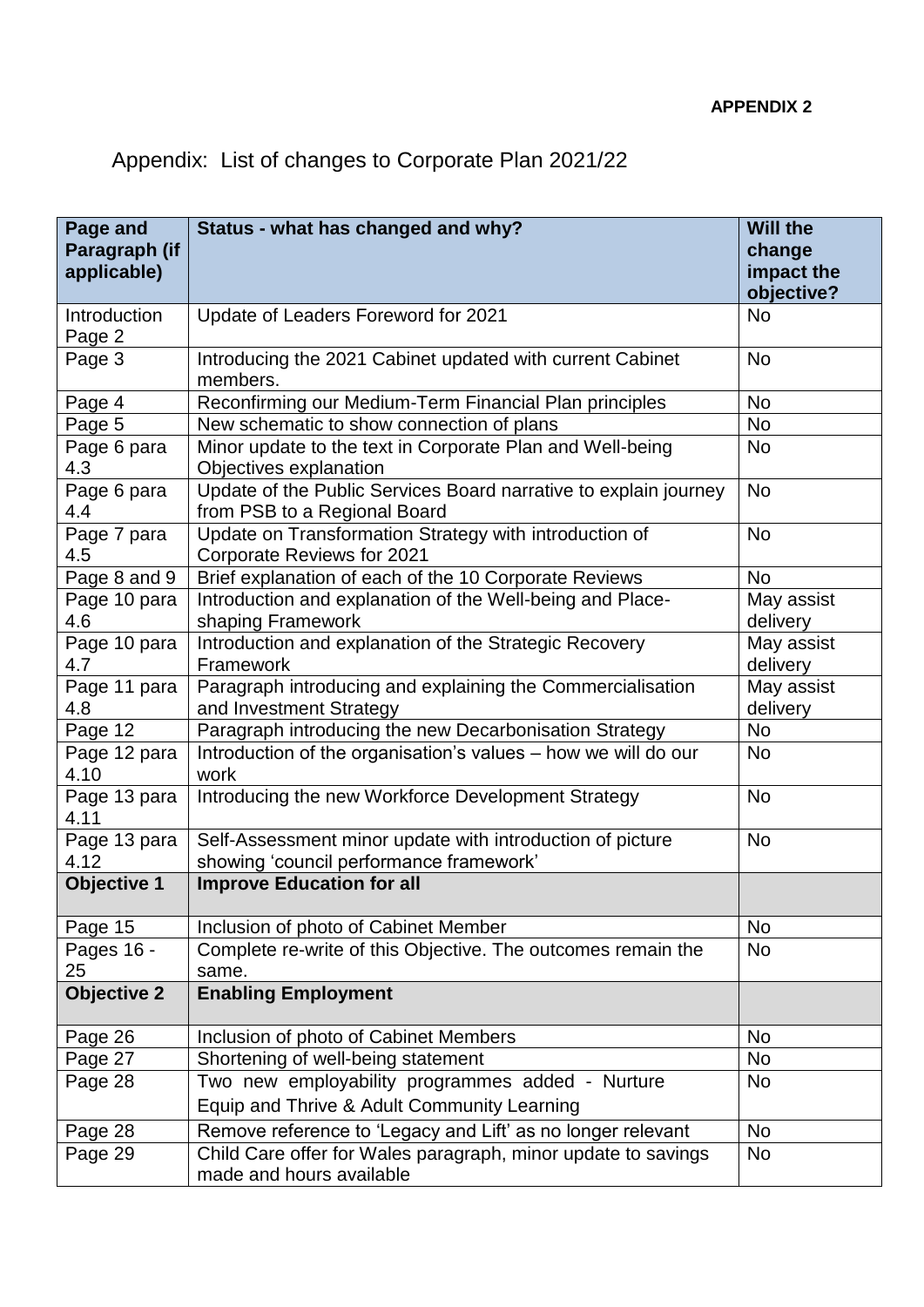**APPENDIX 2**

# Appendix: List of changes to Corporate Plan 2021/22

| Page and Paragraph (if applicable) | Status - what has changed and why? | Will the change impact the objective? |
|---|---|---|
| Introduction Page 2 | Update of Leaders Foreword for 2021 | No |
| Page 3 | Introducing the 2021 Cabinet updated with current Cabinet members. | No |
| Page 4 | Reconfirming our Medium-Term Financial Plan principles | No |
| Page 5 | New schematic to show connection of plans | No |
| Page 6 para 4.3 | Minor update to the text in Corporate Plan and Well-being Objectives explanation | No |
| Page 6 para 4.4 | Update of the Public Services Board narrative to explain journey from PSB to a Regional Board | No |
| Page 7 para 4.5 | Update on Transformation Strategy with introduction of Corporate Reviews for 2021 | No |
| Page 8 and 9 | Brief explanation of each of the 10 Corporate Reviews | No |
| Page 10 para 4.6 | Introduction and explanation of the Well-being and Place-shaping Framework | May assist delivery |
| Page 10 para 4.7 | Introduction and explanation of the Strategic Recovery Framework | May assist delivery |
| Page 11 para 4.8 | Paragraph introducing and explaining the Commercialisation and Investment Strategy | May assist delivery |
| Page 12 | Paragraph introducing the new Decarbonisation Strategy | No |
| Page 12 para 4.10 | Introduction of the organisation's values – how we will do our work | No |
| Page 13 para 4.11 | Introducing the new Workforce Development Strategy | No |
| Page 13 para 4.12 | Self-Assessment minor update with introduction of picture showing 'council performance framework' | No |
| **Objective 1** | **Improve Education for all** | |
| Page 15 | Inclusion of photo of Cabinet Member | No |
| Pages 16 - 25 | Complete re-write of this Objective. The outcomes remain the same. | No |
| **Objective 2** | **Enabling Employment** | |
| Page 26 | Inclusion of photo of Cabinet Members | No |
| Page 27 | Shortening of well-being statement | No |
| Page 28 | Two new employability programmes added - Nurture Equip and Thrive & Adult Community Learning | No |
| Page 28 | Remove reference to 'Legacy and Lift' as no longer relevant | No |
| Page 29 | Child Care offer for Wales paragraph, minor update to savings made and hours available | No |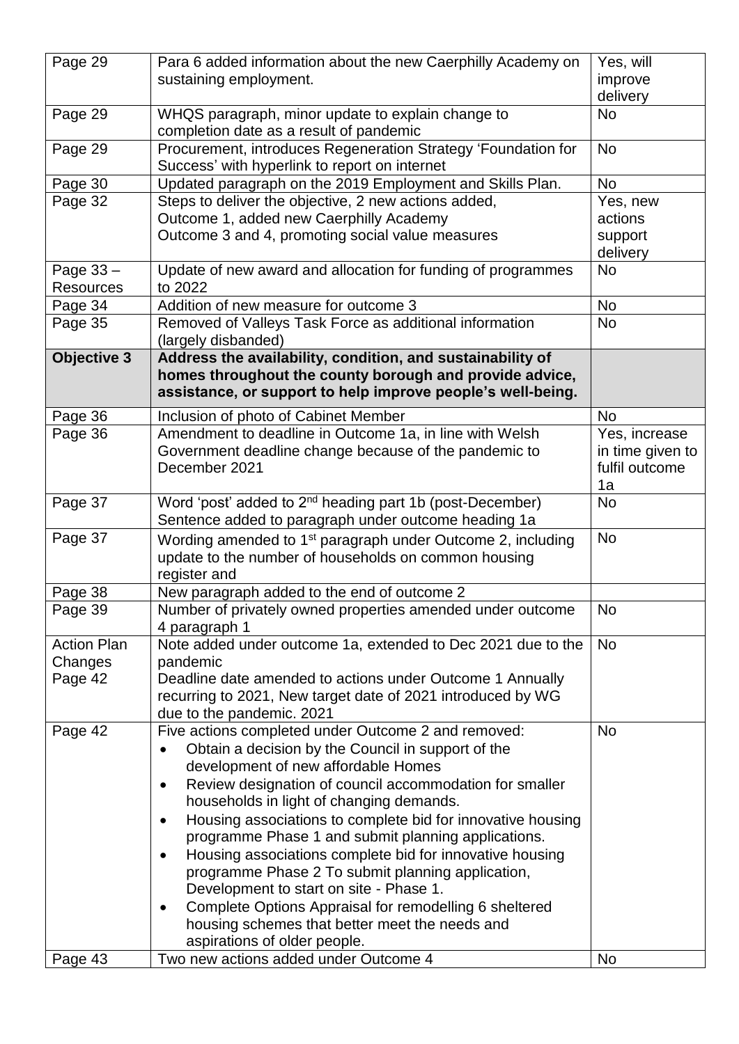| | | |
|---|---|---|
| Page 29 | Para 6 added information about the new Caerphilly Academy on sustaining employment. | Yes, will improve delivery |
| Page 29 | WHQS paragraph, minor update to explain change to completion date as a result of pandemic | No |
| Page 29 | Procurement, introduces Regeneration Strategy 'Foundation for Success' with hyperlink to report on internet | No |
| Page 30 | Updated paragraph on the 2019 Employment and Skills Plan. | No |
| Page 32 | Steps to deliver the objective, 2 new actions added,<br>Outcome 1, added new Caerphilly Academy<br>Outcome 3 and 4, promoting social value measures | Yes, new actions support delivery |
| Page 33 – Resources | Update of new award and allocation for funding of programmes to 2022 | No |
| Page 34 | Addition of new measure for outcome 3 | No |
| Page 35 | Removed of Valleys Task Force as additional information (largely disbanded) | No |
| **Objective 3** | **Address the availability, condition, and sustainability of homes throughout the county borough and provide advice, assistance, or support to help improve people's well-being.** | |
| Page 36 | Inclusion of photo of Cabinet Member | No |
| Page 36 | Amendment to deadline in Outcome 1a, in line with Welsh Government deadline change because of the pandemic to December 2021 | Yes, increase in time given to fulfil outcome 1a |
| Page 37 | Word 'post' added to 2nd heading part 1b (post-December)<br>Sentence added to paragraph under outcome heading 1a | No |
| Page 37 | Wording amended to 1st paragraph under Outcome 2, including update to the number of households on common housing register and | No |
| Page 38 | New paragraph added to the end of outcome 2 | |
| Page 39 | Number of privately owned properties amended under outcome 4 paragraph 1 | No |
| Action Plan Changes Page 42 | Note added under outcome 1a, extended to Dec 2021 due to the pandemic<br>Deadline date amended to actions under Outcome 1 Annually recurring to 2021, New target date of 2021 introduced by WG due to the pandemic. 2021 | No |
| Page 42 | Five actions completed under Outcome 2 and removed:<br>• Obtain a decision by the Council in support of the development of new affordable Homes<br>• Review designation of council accommodation for smaller households in light of changing demands.<br>• Housing associations to complete bid for innovative housing programme Phase 1 and submit planning applications.<br>• Housing associations complete bid for innovative housing programme Phase 2 To submit planning application, Development to start on site - Phase 1.<br>• Complete Options Appraisal for remodelling 6 sheltered housing schemes that better meet the needs and aspirations of older people. | No |
| Page 43 | Two new actions added under Outcome 4 | No |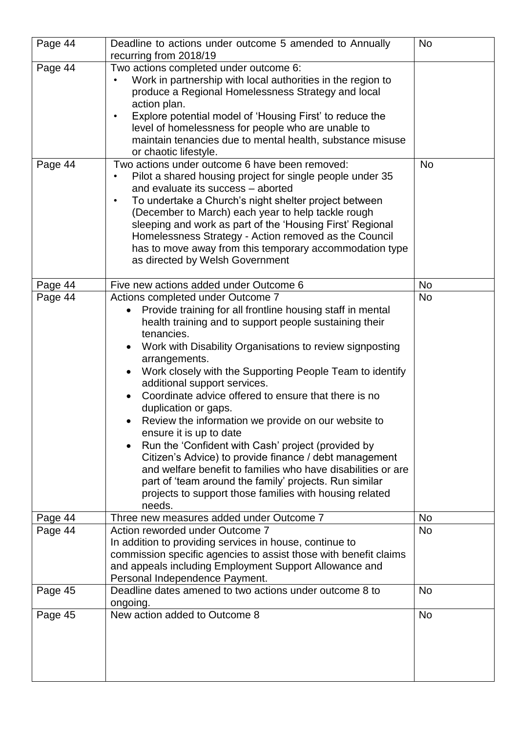| | | |
|---|---|---|
| Page 44 | Deadline to actions under outcome 5 amended to Annually recurring from 2018/19 | No |
| Page 44 | Two actions completed under outcome 6:<br>• Work in partnership with local authorities in the region to produce a Regional Homelessness Strategy and local action plan.<br>• Explore potential model of 'Housing First' to reduce the level of homelessness for people who are unable to maintain tenancies due to mental health, substance misuse or chaotic lifestyle. | |
| Page 44 | Two actions under outcome 6 have been removed:<br>• Pilot a shared housing project for single people under 35 and evaluate its success – aborted<br>• To undertake a Church's night shelter project between (December to March) each year to help tackle rough sleeping and work as part of the 'Housing First' Regional Homelessness Strategy - Action removed as the Council has to move away from this temporary accommodation type as directed by Welsh Government | No |
| Page 44 | Five new actions added under Outcome 6 | No |
| Page 44 | Actions completed under Outcome 7<br>• Provide training for all frontline housing staff in mental health training and to support people sustaining their tenancies.<br>• Work with Disability Organisations to review signposting arrangements.<br>• Work closely with the Supporting People Team to identify additional support services.<br>• Coordinate advice offered to ensure that there is no duplication or gaps.<br>• Review the information we provide on our website to ensure it is up to date<br>• Run the 'Confident with Cash' project (provided by Citizen's Advice) to provide finance / debt management and welfare benefit to families who have disabilities or are part of 'team around the family' projects. Run similar projects to support those families with housing related needs. | No |
| Page 44 | Three new measures added under Outcome 7 | No |
| Page 44 | Action reworded under Outcome 7<br>In addition to providing services in house, continue to commission specific agencies to assist those with benefit claims and appeals including Employment Support Allowance and Personal Independence Payment. | No |
| Page 45 | Deadline dates amened to two actions under outcome 8 to ongoing. | No |
| Page 45 | New action added to Outcome 8 | No |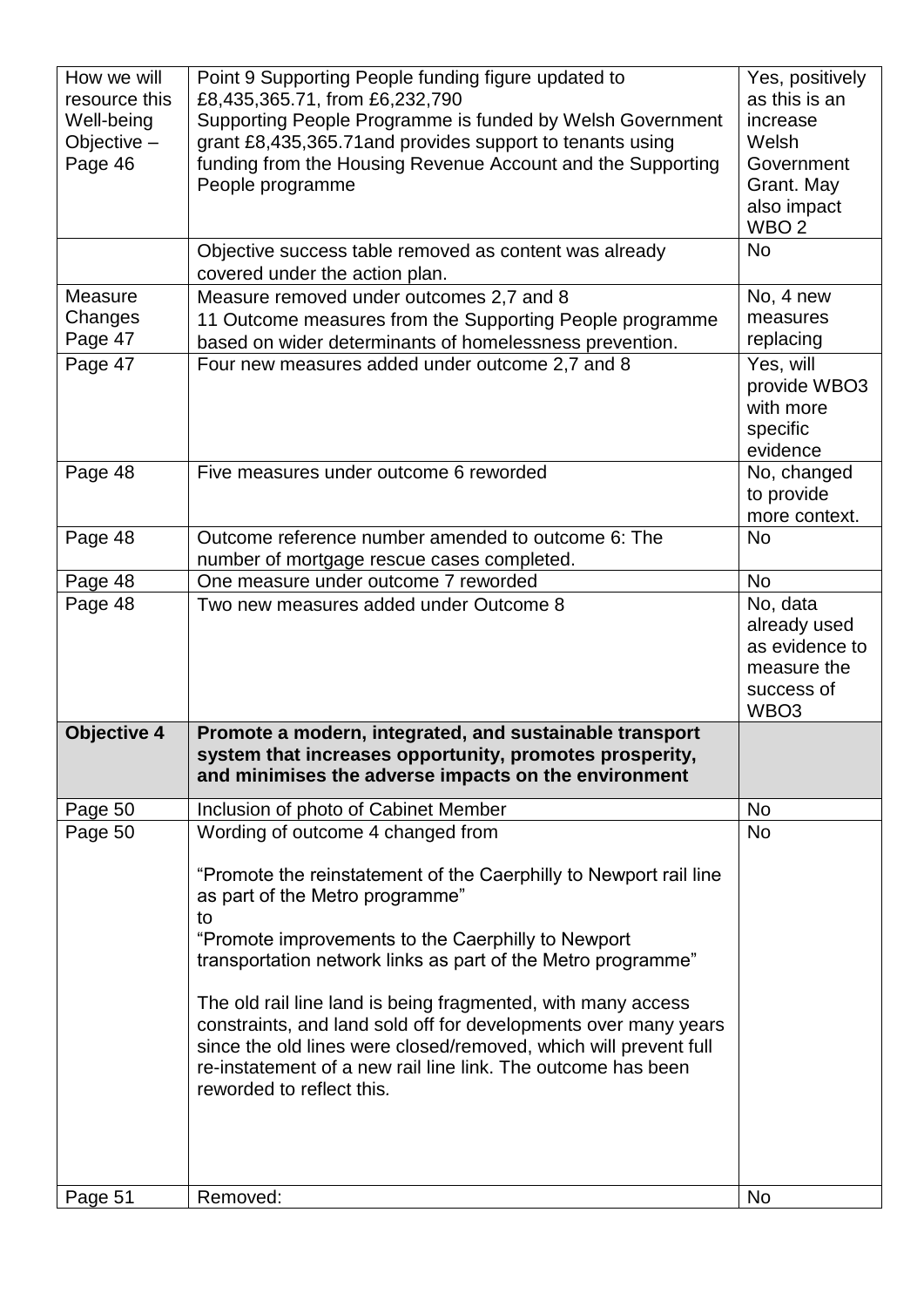| How we will resource this Well-being Objective – Page 46 | Point 9 Supporting People funding figure updated to £8,435,365.71, from £6,232,790<br>Supporting People Programme is funded by Welsh Government grant £8,435,365.71and provides support to tenants using funding from the Housing Revenue Account and the Supporting People programme | Yes, positively as this is an increase Welsh Government Grant. May also impact WBO 2 |
|---|---|---|
| | Objective success table removed as content was already covered under the action plan. | No |
| Measure Changes Page 47 | Measure removed under outcomes 2,7 and 8<br>11 Outcome measures from the Supporting People programme based on wider determinants of homelessness prevention. | No, 4 new measures replacing |
| Page 47 | Four new measures added under outcome 2,7 and 8 | Yes, will provide WBO3 with more specific evidence |
| Page 48 | Five measures under outcome 6 reworded | No, changed to provide more context. |
| Page 48 | Outcome reference number amended to outcome 6: The number of mortgage rescue cases completed. | No |
| Page 48 | One measure under outcome 7 reworded | No |
| Page 48 | Two new measures added under Outcome 8 | No, data already used as evidence to measure the success of WBO3 |
| **Objective 4** | **Promote a modern, integrated, and sustainable transport system that increases opportunity, promotes prosperity, and minimises the adverse impacts on the environment** | |
| Page 50 | Inclusion of photo of Cabinet Member | No |
| Page 50 | Wording of outcome 4 changed from<br><br>"Promote the reinstatement of the Caerphilly to Newport rail line as part of the Metro programme"<br>to<br>"Promote improvements to the Caerphilly to Newport transportation network links as part of the Metro programme"<br><br>The old rail line land is being fragmented, with many access constraints, and land sold off for developments over many years since the old lines were closed/removed, which will prevent full re-instatement of a new rail line link. The outcome has been reworded to reflect this. | No |
| Page 51 | Removed: | No |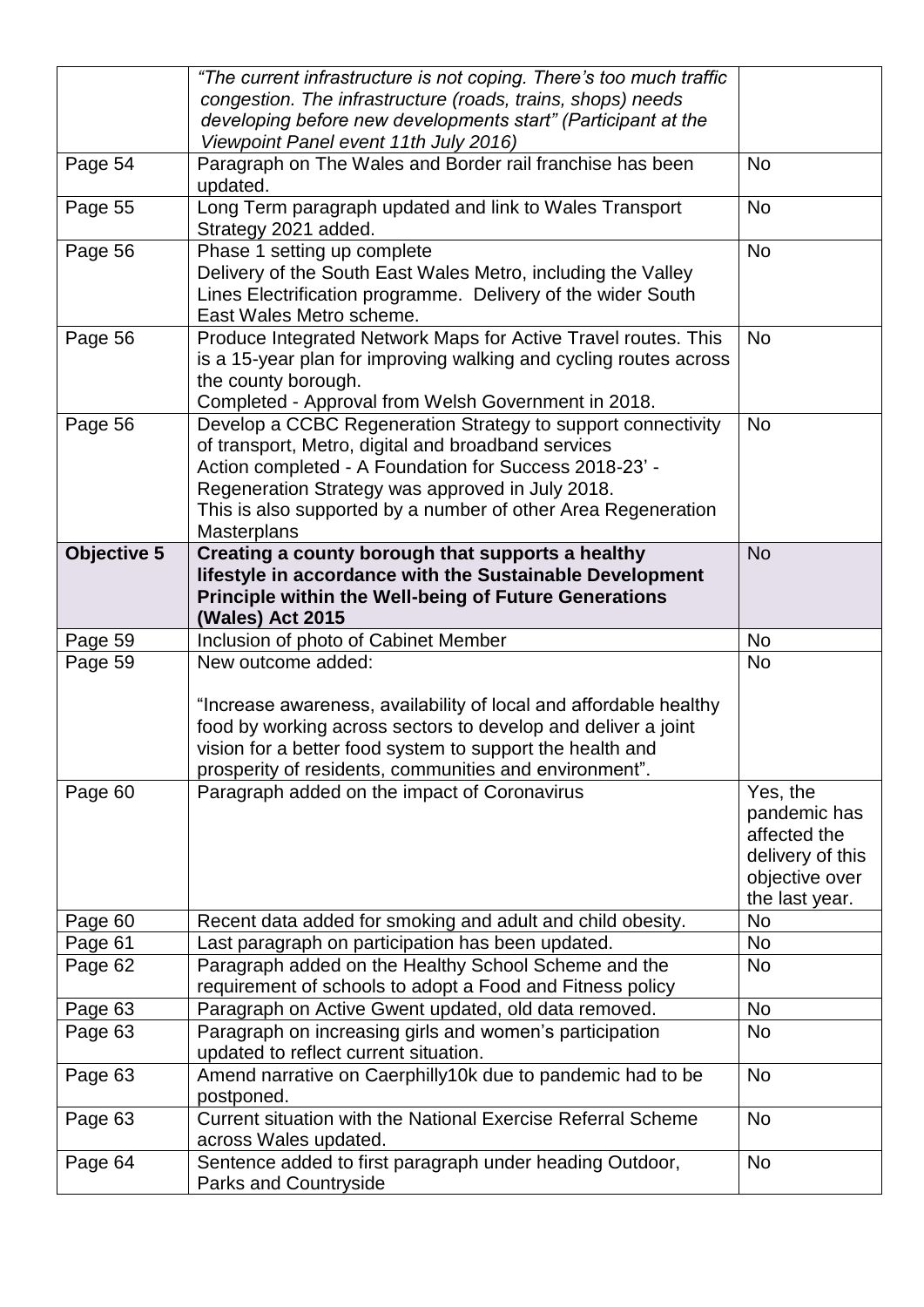| | | |
|---|---|---|
| | *"The current infrastructure is not coping. There's too much traffic congestion. The infrastructure (roads, trains, shops) needs developing before new developments start" (Participant at the Viewpoint Panel event 11th July 2016)* | |
| Page 54 | Paragraph on The Wales and Border rail franchise has been updated. | No |
| Page 55 | Long Term paragraph updated and link to Wales Transport Strategy 2021 added. | No |
| Page 56 | Phase 1 setting up complete<br>Delivery of the South East Wales Metro, including the Valley Lines Electrification programme. Delivery of the wider South East Wales Metro scheme. | No |
| Page 56 | Produce Integrated Network Maps for Active Travel routes. This is a 15-year plan for improving walking and cycling routes across the county borough.<br>Completed - Approval from Welsh Government in 2018. | No |
| Page 56 | Develop a CCBC Regeneration Strategy to support connectivity of transport, Metro, digital and broadband services<br>Action completed - A Foundation for Success 2018-23' - Regeneration Strategy was approved in July 2018.<br>This is also supported by a number of other Area Regeneration Masterplans | No |
| **Objective 5** | **Creating a county borough that supports a healthy lifestyle in accordance with the Sustainable Development Principle within the Well-being of Future Generations (Wales) Act 2015** | No |
| Page 59 | Inclusion of photo of Cabinet Member | No |
| Page 59 | New outcome added:<br><br>"Increase awareness, availability of local and affordable healthy food by working across sectors to develop and deliver a joint vision for a better food system to support the health and prosperity of residents, communities and environment". | No |
| Page 60 | Paragraph added on the impact of Coronavirus | Yes, the pandemic has affected the delivery of this objective over the last year. |
| Page 60 | Recent data added for smoking and adult and child obesity. | No |
| Page 61 | Last paragraph on participation has been updated. | No |
| Page 62 | Paragraph added on the Healthy School Scheme and the requirement of schools to adopt a Food and Fitness policy | No |
| Page 63 | Paragraph on Active Gwent updated, old data removed. | No |
| Page 63 | Paragraph on increasing girls and women's participation updated to reflect current situation. | No |
| Page 63 | Amend narrative on Caerphilly10k due to pandemic had to be postponed. | No |
| Page 63 | Current situation with the National Exercise Referral Scheme across Wales updated. | No |
| Page 64 | Sentence added to first paragraph under heading Outdoor, Parks and Countryside | No |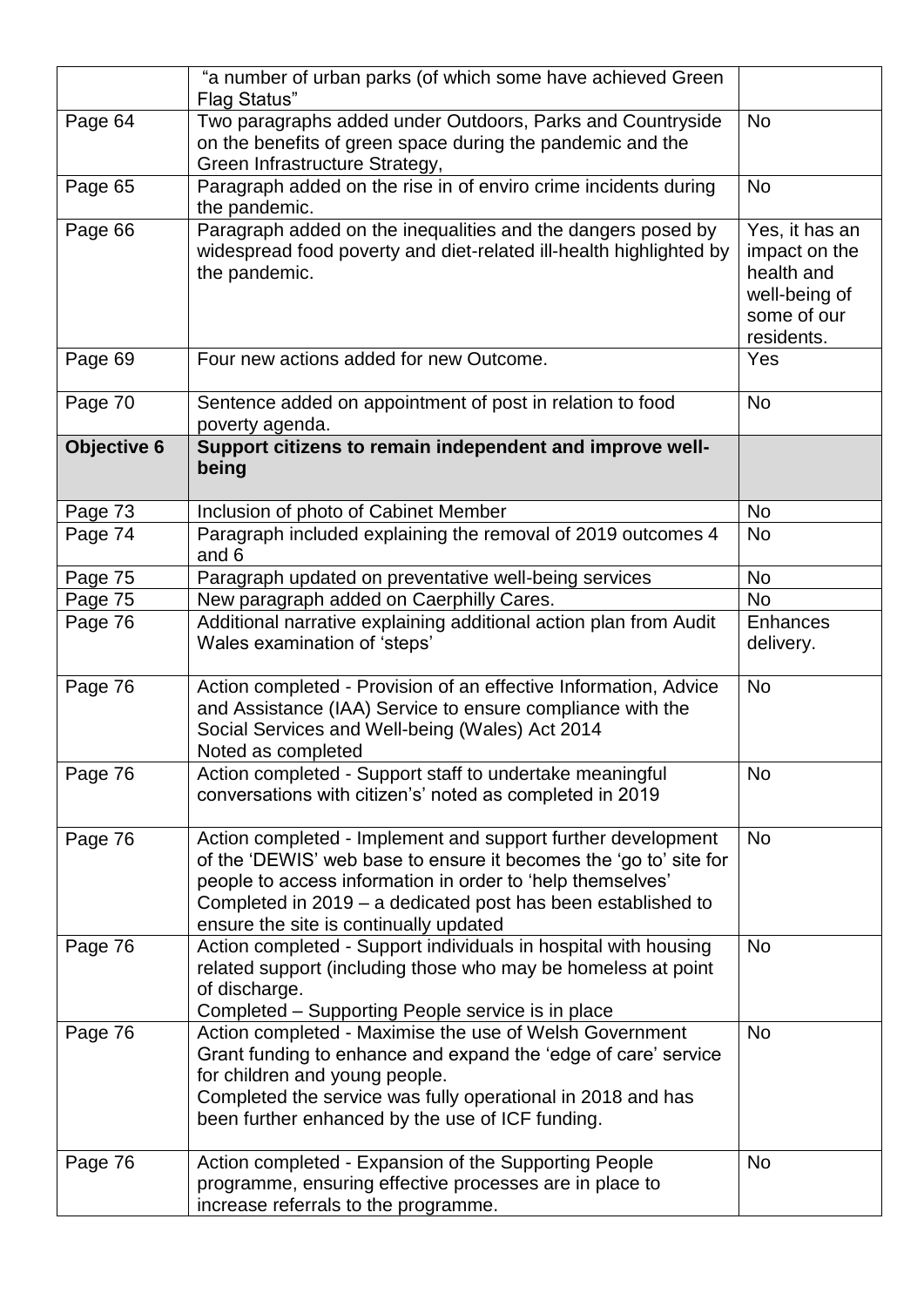| | | |
|---|---|---|
| | "a number of urban parks (of which some have achieved Green Flag Status" | |
| Page 64 | Two paragraphs added under Outdoors, Parks and Countryside on the benefits of green space during the pandemic and the Green Infrastructure Strategy, | No |
| Page 65 | Paragraph added on the rise in of enviro crime incidents during the pandemic. | No |
| Page 66 | Paragraph added on the inequalities and the dangers posed by widespread food poverty and diet-related ill-health highlighted by the pandemic. | Yes, it has an impact on the health and well-being of some of our residents. |
| Page 69 | Four new actions added for new Outcome. | Yes |
| Page 70 | Sentence added on appointment of post in relation to food poverty agenda. | No |
| **Objective 6** | **Support citizens to remain independent and improve well-being** | |
| Page 73 | Inclusion of photo of Cabinet Member | No |
| Page 74 | Paragraph included explaining the removal of 2019 outcomes 4 and 6 | No |
| Page 75 | Paragraph updated on preventative well-being services | No |
| Page 75 | New paragraph added on Caerphilly Cares. | No |
| Page 76 | Additional narrative explaining additional action plan from Audit Wales examination of 'steps' | Enhances delivery. |
| Page 76 | Action completed - Provision of an effective Information, Advice and Assistance (IAA) Service to ensure compliance with the Social Services and Well-being (Wales) Act 2014<br>Noted as completed | No |
| Page 76 | Action completed - Support staff to undertake meaningful conversations with citizen's' noted as completed in 2019 | No |
| Page 76 | Action completed - Implement and support further development of the 'DEWIS' web base to ensure it becomes the 'go to' site for people to access information in order to 'help themselves'<br>Completed in 2019 – a dedicated post has been established to ensure the site is continually updated | No |
| Page 76 | Action completed - Support individuals in hospital with housing related support (including those who may be homeless at point of discharge.<br>Completed – Supporting People service is in place | No |
| Page 76 | Action completed - Maximise the use of Welsh Government Grant funding to enhance and expand the 'edge of care' service for children and young people.<br>Completed the service was fully operational in 2018 and has been further enhanced by the use of ICF funding. | No |
| Page 76 | Action completed - Expansion of the Supporting People programme, ensuring effective processes are in place to increase referrals to the programme. | No |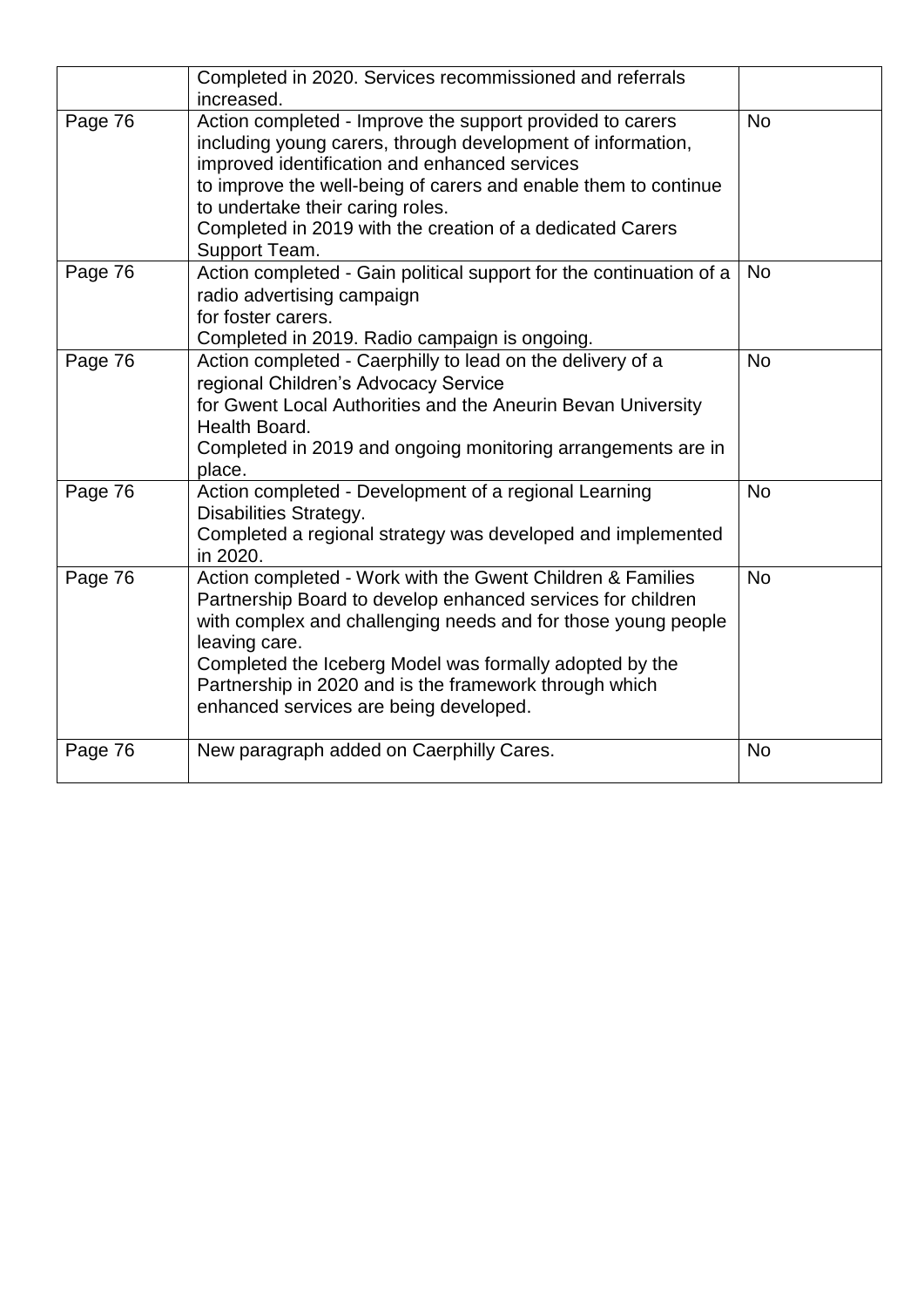| | | |
|---|---|---|
| | Completed in 2020. Services recommissioned and referrals increased. | |
| Page 76 | Action completed - Improve the support provided to carers including young carers, through development of information, improved identification and enhanced services to improve the well-being of carers and enable them to continue to undertake their caring roles.<br>Completed in 2019 with the creation of a dedicated Carers Support Team. | No |
| Page 76 | Action completed - Gain political support for the continuation of a radio advertising campaign for foster carers.<br>Completed in 2019. Radio campaign is ongoing. | No |
| Page 76 | Action completed - Caerphilly to lead on the delivery of a regional Children's Advocacy Service for Gwent Local Authorities and the Aneurin Bevan University Health Board.<br>Completed in 2019 and ongoing monitoring arrangements are in place. | No |
| Page 76 | Action completed - Development of a regional Learning Disabilities Strategy.<br>Completed a regional strategy was developed and implemented in 2020. | No |
| Page 76 | Action completed - Work with the Gwent Children & Families Partnership Board to develop enhanced services for children with complex and challenging needs and for those young people leaving care.<br>Completed the Iceberg Model was formally adopted by the Partnership in 2020 and is the framework through which enhanced services are being developed. | No |
| Page 76 | New paragraph added on Caerphilly Cares. | No |